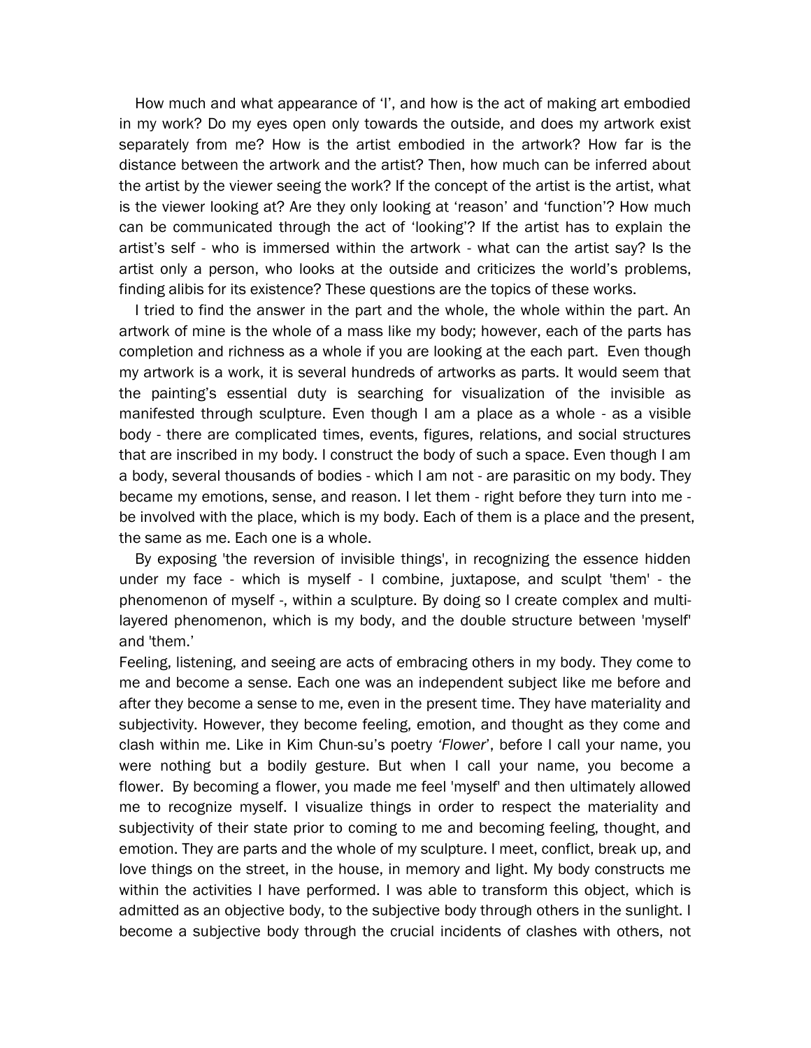How much and what appearance of 'I', and how is the act of making art embodied in my work? Do my eyes open only towards the outside, and does my artwork exist separately from me? How is the artist embodied in the artwork? How far is the distance between the artwork and the artist? Then, how much can be inferred about the artist by the viewer seeing the work? If the concept of the artist is the artist, what is the viewer looking at? Are they only looking at 'reason' and 'function'? How much can be communicated through the act of 'looking'? If the artist has to explain the artist's self - who is immersed within the artwork - what can the artist say? Is the artist only a person, who looks at the outside and criticizes the world's problems, finding alibis for its existence? These questions are the topics of these works.

I tried to find the answer in the part and the whole, the whole within the part. An artwork of mine is the whole of a mass like my body; however, each of the parts has completion and richness as a whole if you are looking at the each part. Even though my artwork is a work, it is several hundreds of artworks as parts. It would seem that the painting's essential duty is searching for visualization of the invisible as manifested through sculpture. Even though I am a place as a whole - as a visible body - there are complicated times, events, figures, relations, and social structures that are inscribed in my body. I construct the body of such a space. Even though I am a body, several thousands of bodies - which I am not - are parasitic on my body. They became my emotions, sense, and reason. I let them - right before they turn into me - be involved with the place, which is my body. Each of them is a place and the present, the same as me. Each one is a whole.

By exposing 'the reversion of invisible things', in recognizing the essence hidden under my face - which is myself - I combine, juxtapose, and sculpt 'them' - the phenomenon of myself -, within a sculpture. By doing so I create complex and multi-layered phenomenon, which is my body, and the double structure between 'myself' and 'them.'

Feeling, listening, and seeing are acts of embracing others in my body. They come to me and become a sense. Each one was an independent subject like me before and after they become a sense to me, even in the present time. They have materiality and subjectivity. However, they become feeling, emotion, and thought as they come and clash within me. Like in Kim Chun-su's poetry *'Flower'*, before I call your name, you were nothing but a bodily gesture. But when I call your name, you become a flower. By becoming a flower, you made me feel 'myself' and then ultimately allowed me to recognize myself. I visualize things in order to respect the materiality and subjectivity of their state prior to coming to me and becoming feeling, thought, and emotion. They are parts and the whole of my sculpture. I meet, conflict, break up, and love things on the street, in the house, in memory and light. My body constructs me within the activities I have performed. I was able to transform this object, which is admitted as an objective body, to the subjective body through others in the sunlight. I become a subjective body through the crucial incidents of clashes with others, not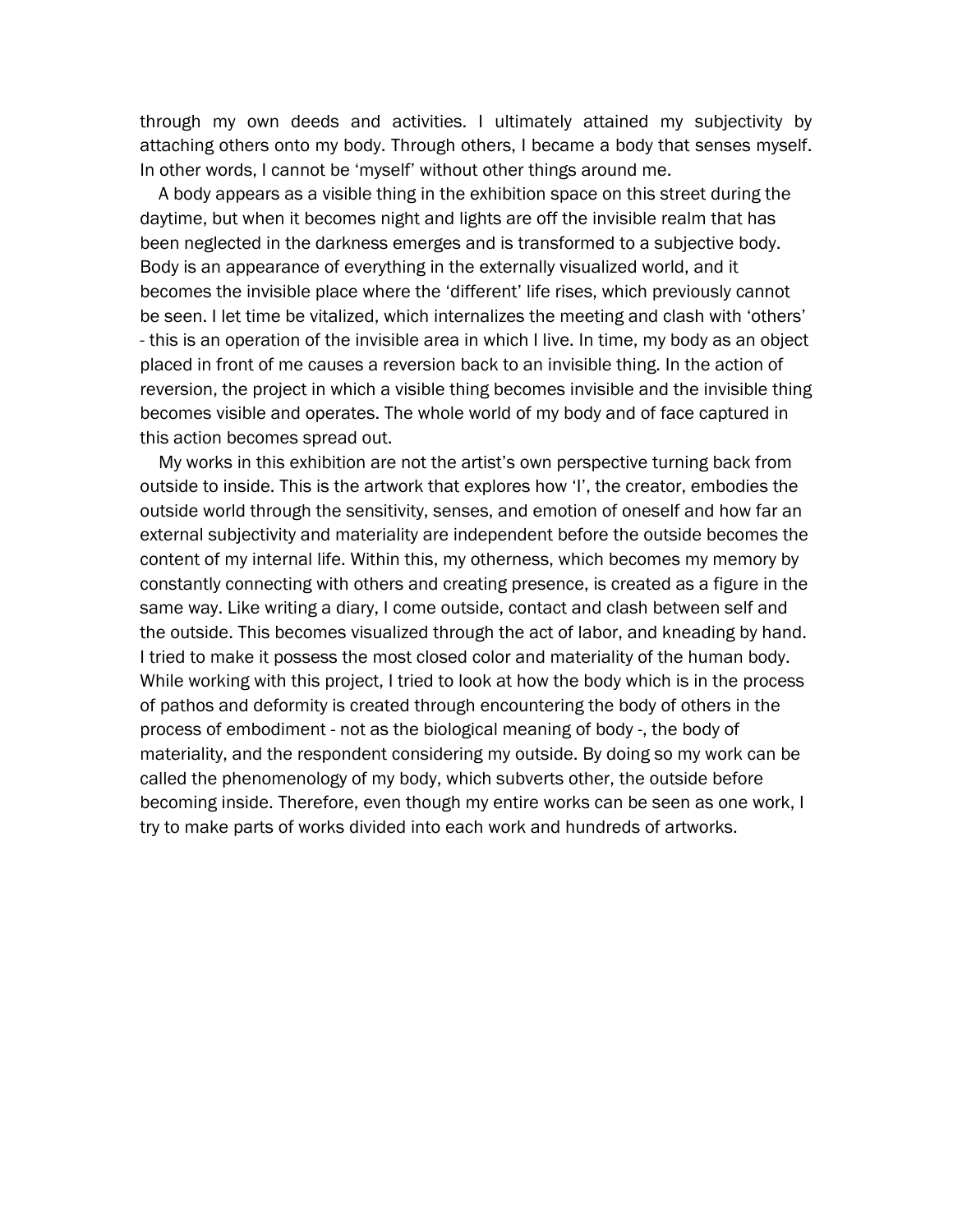through my own deeds and activities. I ultimately attained my subjectivity by attaching others onto my body. Through others, I became a body that senses myself. In other words, I cannot be 'myself' without other things around me.

A body appears as a visible thing in the exhibition space on this street during the daytime, but when it becomes night and lights are off the invisible realm that has been neglected in the darkness emerges and is transformed to a subjective body. Body is an appearance of everything in the externally visualized world, and it becomes the invisible place where the 'different' life rises, which previously cannot be seen. I let time be vitalized, which internalizes the meeting and clash with 'others' - this is an operation of the invisible area in which I live. In time, my body as an object placed in front of me causes a reversion back to an invisible thing. In the action of reversion, the project in which a visible thing becomes invisible and the invisible thing becomes visible and operates. The whole world of my body and of face captured in this action becomes spread out.

My works in this exhibition are not the artist's own perspective turning back from outside to inside. This is the artwork that explores how 'I', the creator, embodies the outside world through the sensitivity, senses, and emotion of oneself and how far an external subjectivity and materiality are independent before the outside becomes the content of my internal life. Within this, my otherness, which becomes my memory by constantly connecting with others and creating presence, is created as a figure in the same way. Like writing a diary, I come outside, contact and clash between self and the outside. This becomes visualized through the act of labor, and kneading by hand. I tried to make it possess the most closed color and materiality of the human body. While working with this project, I tried to look at how the body which is in the process of pathos and deformity is created through encountering the body of others in the process of embodiment - not as the biological meaning of body -, the body of materiality, and the respondent considering my outside. By doing so my work can be called the phenomenology of my body, which subverts other, the outside before becoming inside. Therefore, even though my entire works can be seen as one work, I try to make parts of works divided into each work and hundreds of artworks.